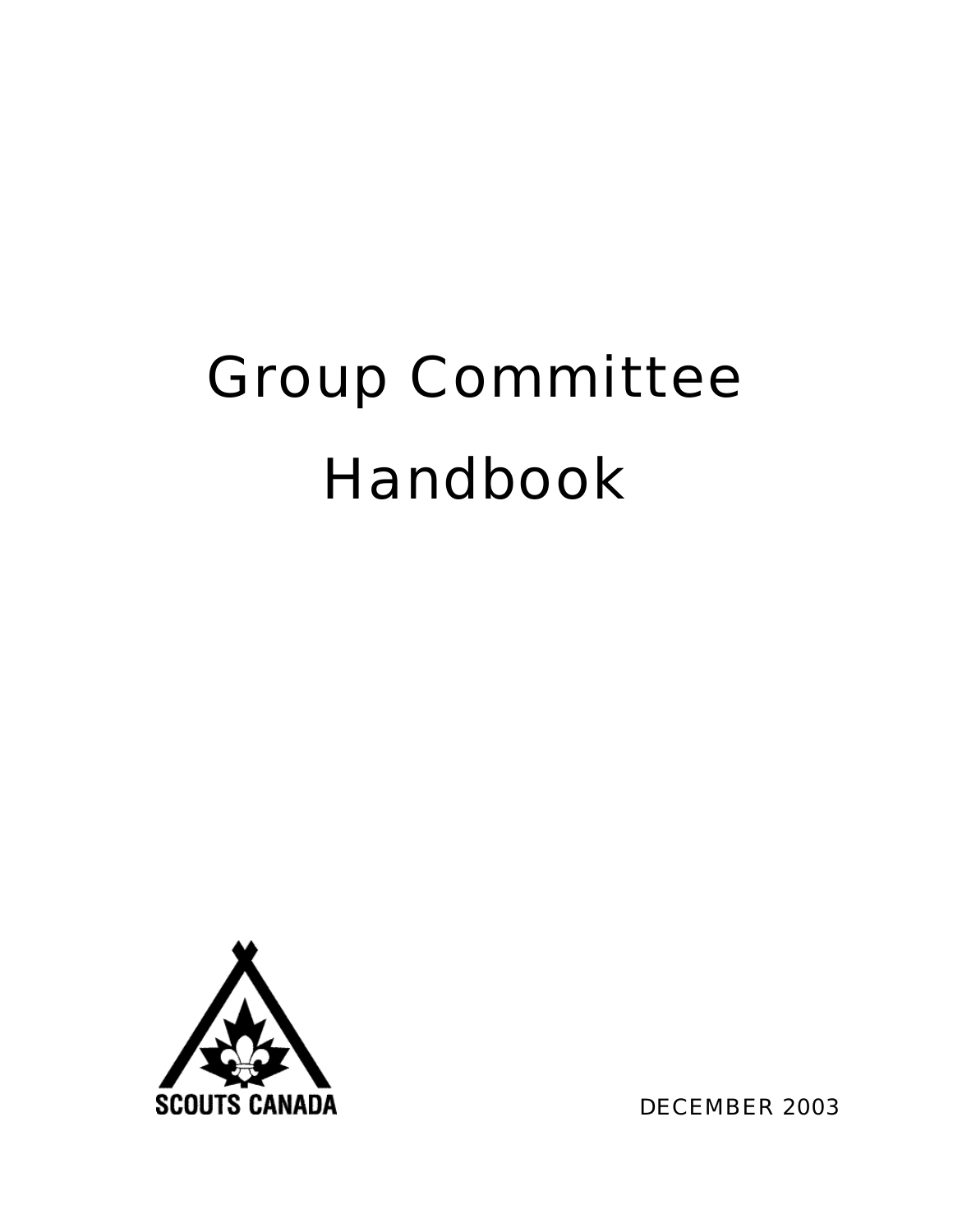# Group Committee Handbook

SCOUTS CANADA

DECEMBER 2003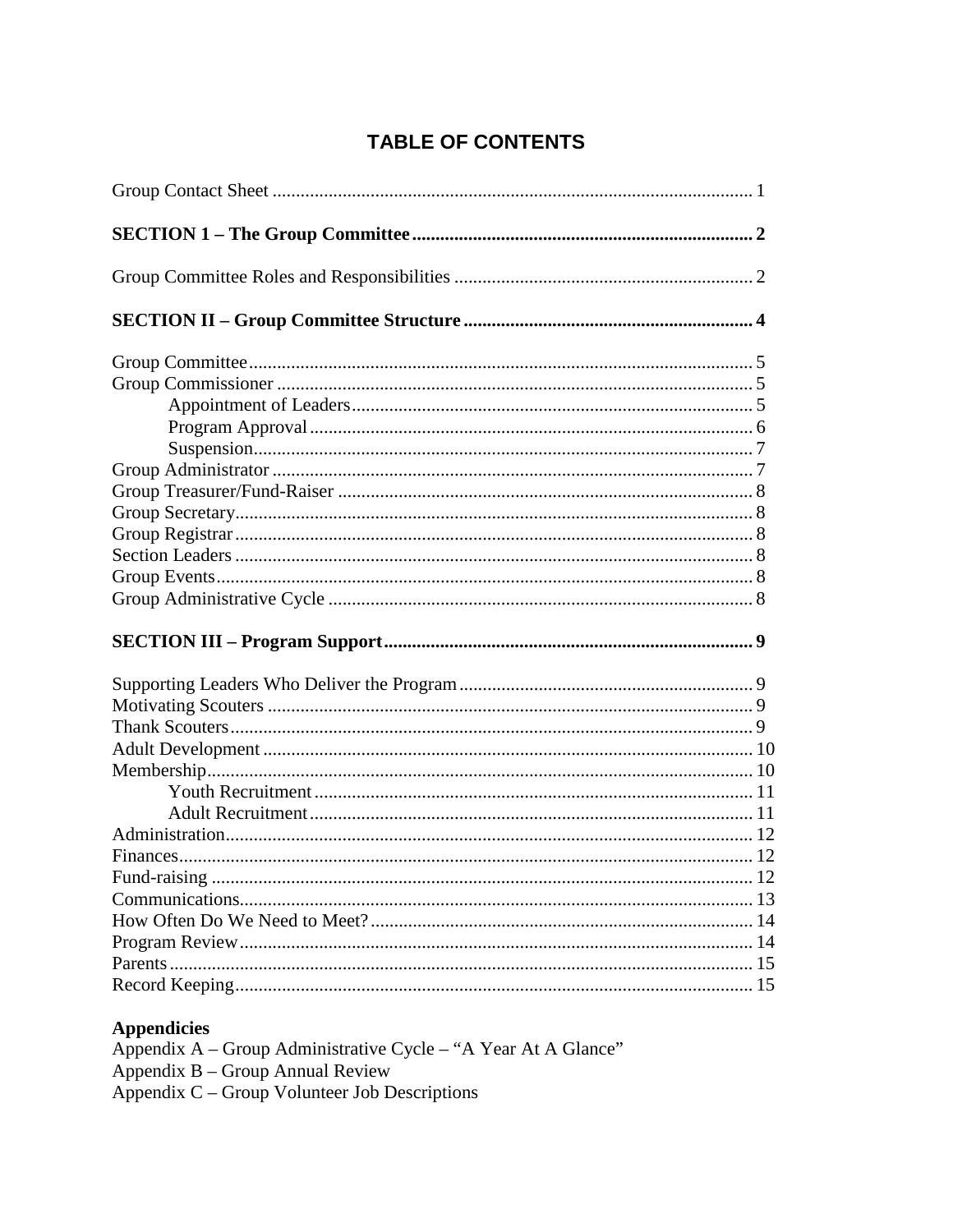# TABLE OF CONTENTS

Group Contact Sheet ........................................................................................................ 1

**SECTION 1 – The Group Committee ........................................................................ 2**

Group Committee Roles and Responsibilities ............................................................... 2

**SECTION II – Group Committee Structure ............................................................. 4**

Group Committee ............................................................................................................ 5
Group Commissioner ...................................................................................................... 5
    Appointment of Leaders ..................................................................................... 5
    Program Approval .............................................................................................. 6
    Suspension .......................................................................................................... 7
Group Administrator ....................................................................................................... 7
Group Treasurer/Fund-Raiser ......................................................................................... 8
Group Secretary ............................................................................................................... 8
Group Registrar ............................................................................................................... 8
Section Leaders ............................................................................................................... 8
Group Events ................................................................................................................... 8
Group Administrative Cycle ........................................................................................... 8

**SECTION III – Program Support .............................................................................. 9**

Supporting Leaders Who Deliver the Program .............................................................. 9
Motivating Scouters ........................................................................................................ 9
Thank Scouters ................................................................................................................ 9
Adult Development ....................................................................................................... 10
Membership ................................................................................................................... 10
    Youth Recruitment ............................................................................................. 11
    Adult Recruitment .............................................................................................. 11
Administration ............................................................................................................... 12
Finances ......................................................................................................................... 12
Fund-raising ................................................................................................................... 12
Communications ............................................................................................................ 13
How Often Do We Need to Meet? ................................................................................ 14
Program Review ............................................................................................................ 14
Parents ........................................................................................................................... 15
Record Keeping ............................................................................................................. 15

**Appendicies**
Appendix A – Group Administrative Cycle – "A Year At A Glance"
Appendix B – Group Annual Review
Appendix C – Group Volunteer Job Descriptions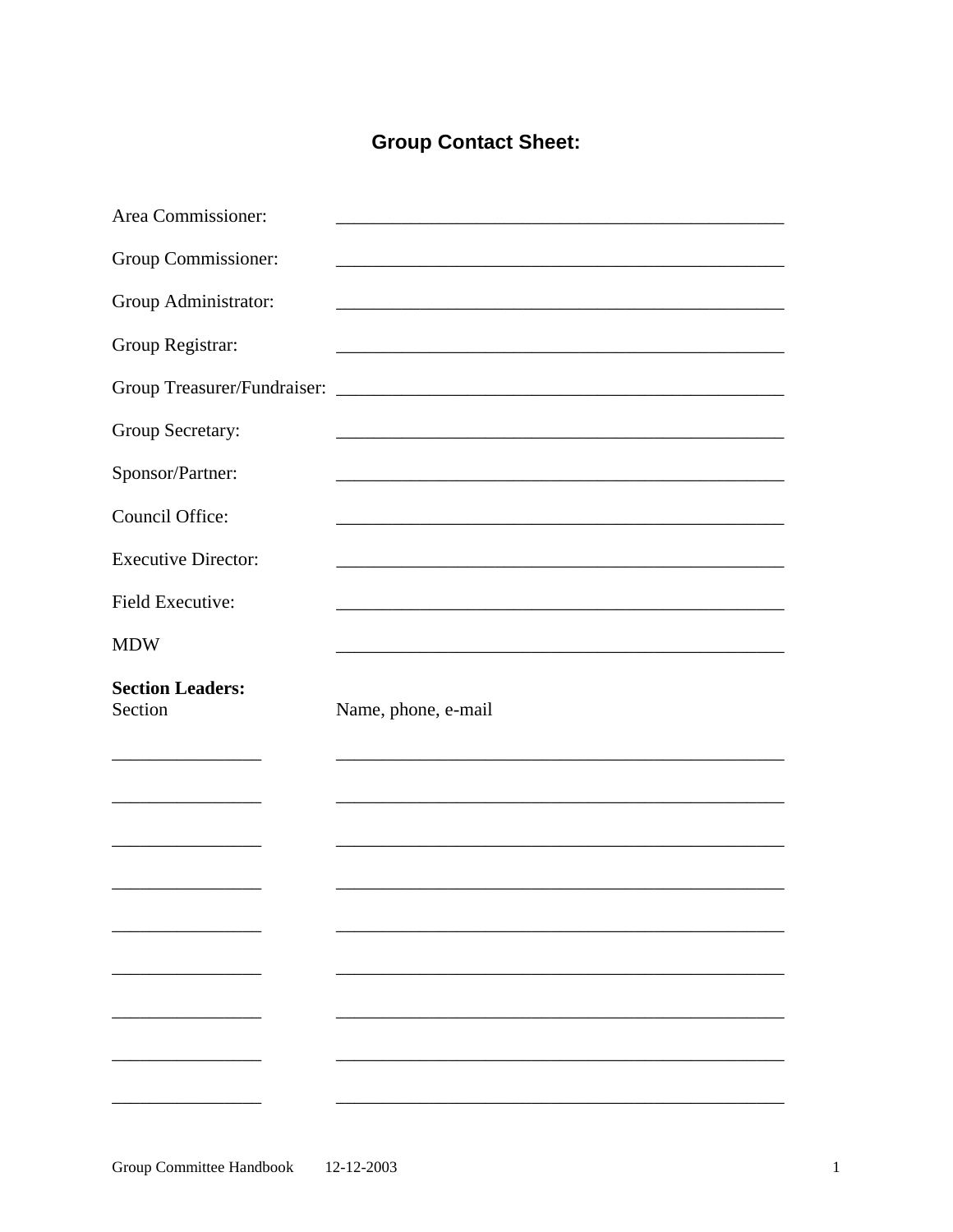# Group Contact Sheet:

Area Commissioner: \_\_\_\_\_\_\_\_\_\_\_\_\_\_\_\_\_\_\_\_\_\_\_\_\_\_\_\_\_\_\_\_\_\_\_\_\_\_\_\_\_\_\_\_\_\_\_\_

Group Commissioner: \_\_\_\_\_\_\_\_\_\_\_\_\_\_\_\_\_\_\_\_\_\_\_\_\_\_\_\_\_\_\_\_\_\_\_\_\_\_\_\_\_\_\_\_\_\_\_\_

Group Administrator: \_\_\_\_\_\_\_\_\_\_\_\_\_\_\_\_\_\_\_\_\_\_\_\_\_\_\_\_\_\_\_\_\_\_\_\_\_\_\_\_\_\_\_\_\_\_\_\_

Group Registrar: \_\_\_\_\_\_\_\_\_\_\_\_\_\_\_\_\_\_\_\_\_\_\_\_\_\_\_\_\_\_\_\_\_\_\_\_\_\_\_\_\_\_\_\_\_\_\_\_

Group Treasurer/Fundraiser: \_\_\_\_\_\_\_\_\_\_\_\_\_\_\_\_\_\_\_\_\_\_\_\_\_\_\_\_\_\_\_\_\_\_\_\_\_\_\_\_\_\_\_\_\_\_\_\_

Group Secretary: \_\_\_\_\_\_\_\_\_\_\_\_\_\_\_\_\_\_\_\_\_\_\_\_\_\_\_\_\_\_\_\_\_\_\_\_\_\_\_\_\_\_\_\_\_\_\_\_

Sponsor/Partner: \_\_\_\_\_\_\_\_\_\_\_\_\_\_\_\_\_\_\_\_\_\_\_\_\_\_\_\_\_\_\_\_\_\_\_\_\_\_\_\_\_\_\_\_\_\_\_\_

Council Office: \_\_\_\_\_\_\_\_\_\_\_\_\_\_\_\_\_\_\_\_\_\_\_\_\_\_\_\_\_\_\_\_\_\_\_\_\_\_\_\_\_\_\_\_\_\_\_\_

Executive Director: \_\_\_\_\_\_\_\_\_\_\_\_\_\_\_\_\_\_\_\_\_\_\_\_\_\_\_\_\_\_\_\_\_\_\_\_\_\_\_\_\_\_\_\_\_\_\_\_

Field Executive: \_\_\_\_\_\_\_\_\_\_\_\_\_\_\_\_\_\_\_\_\_\_\_\_\_\_\_\_\_\_\_\_\_\_\_\_\_\_\_\_\_\_\_\_\_\_\_\_

MDW \_\_\_\_\_\_\_\_\_\_\_\_\_\_\_\_\_\_\_\_\_\_\_\_\_\_\_\_\_\_\_\_\_\_\_\_\_\_\_\_\_\_\_\_\_\_\_\_

**Section Leaders:**

| Section | Name, phone, e-mail |
|---|---|
| \_\_\_\_\_\_\_\_\_\_\_\_\_\_\_\_ | \_\_\_\_\_\_\_\_\_\_\_\_\_\_\_\_\_\_\_\_\_\_\_\_\_\_\_\_\_\_\_\_\_\_\_\_\_\_\_\_\_\_\_\_\_\_\_\_ |
| \_\_\_\_\_\_\_\_\_\_\_\_\_\_\_\_ | \_\_\_\_\_\_\_\_\_\_\_\_\_\_\_\_\_\_\_\_\_\_\_\_\_\_\_\_\_\_\_\_\_\_\_\_\_\_\_\_\_\_\_\_\_\_\_\_ |
| \_\_\_\_\_\_\_\_\_\_\_\_\_\_\_\_ | \_\_\_\_\_\_\_\_\_\_\_\_\_\_\_\_\_\_\_\_\_\_\_\_\_\_\_\_\_\_\_\_\_\_\_\_\_\_\_\_\_\_\_\_\_\_\_\_ |
| \_\_\_\_\_\_\_\_\_\_\_\_\_\_\_\_ | \_\_\_\_\_\_\_\_\_\_\_\_\_\_\_\_\_\_\_\_\_\_\_\_\_\_\_\_\_\_\_\_\_\_\_\_\_\_\_\_\_\_\_\_\_\_\_\_ |
| \_\_\_\_\_\_\_\_\_\_\_\_\_\_\_\_ | \_\_\_\_\_\_\_\_\_\_\_\_\_\_\_\_\_\_\_\_\_\_\_\_\_\_\_\_\_\_\_\_\_\_\_\_\_\_\_\_\_\_\_\_\_\_\_\_ |
| \_\_\_\_\_\_\_\_\_\_\_\_\_\_\_\_ | \_\_\_\_\_\_\_\_\_\_\_\_\_\_\_\_\_\_\_\_\_\_\_\_\_\_\_\_\_\_\_\_\_\_\_\_\_\_\_\_\_\_\_\_\_\_\_\_ |
| \_\_\_\_\_\_\_\_\_\_\_\_\_\_\_\_ | \_\_\_\_\_\_\_\_\_\_\_\_\_\_\_\_\_\_\_\_\_\_\_\_\_\_\_\_\_\_\_\_\_\_\_\_\_\_\_\_\_\_\_\_\_\_\_\_ |
| \_\_\_\_\_\_\_\_\_\_\_\_\_\_\_\_ | \_\_\_\_\_\_\_\_\_\_\_\_\_\_\_\_\_\_\_\_\_\_\_\_\_\_\_\_\_\_\_\_\_\_\_\_\_\_\_\_\_\_\_\_\_\_\_\_ |
| \_\_\_\_\_\_\_\_\_\_\_\_\_\_\_\_ | \_\_\_\_\_\_\_\_\_\_\_\_\_\_\_\_\_\_\_\_\_\_\_\_\_\_\_\_\_\_\_\_\_\_\_\_\_\_\_\_\_\_\_\_\_\_\_\_ |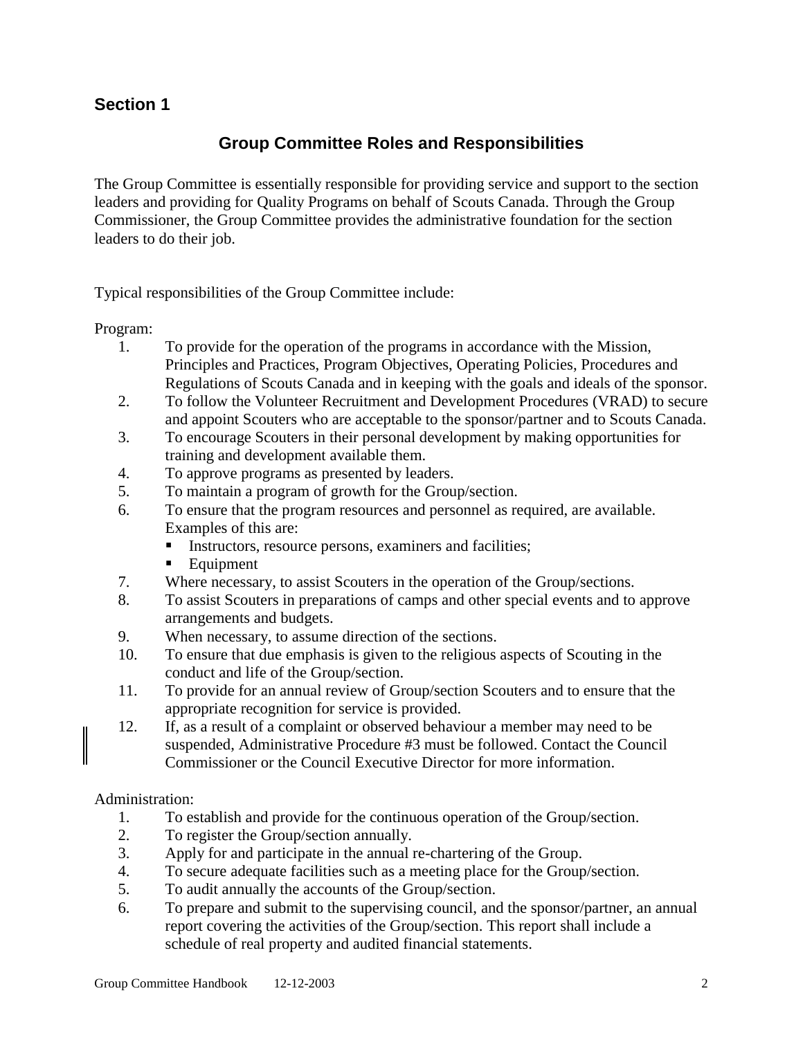## Section 1

### Group Committee Roles and Responsibilities

The Group Committee is essentially responsible for providing service and support to the section leaders and providing for Quality Programs on behalf of Scouts Canada. Through the Group Commissioner, the Group Committee provides the administrative foundation for the section leaders to do their job.

Typical responsibilities of the Group Committee include:

Program:

1. To provide for the operation of the programs in accordance with the Mission, Principles and Practices, Program Objectives, Operating Policies, Procedures and Regulations of Scouts Canada and in keeping with the goals and ideals of the sponsor.
2. To follow the Volunteer Recruitment and Development Procedures (VRAD) to secure and appoint Scouters who are acceptable to the sponsor/partner and to Scouts Canada.
3. To encourage Scouters in their personal development by making opportunities for training and development available them.
4. To approve programs as presented by leaders.
5. To maintain a program of growth for the Group/section.
6. To ensure that the program resources and personnel as required, are available. Examples of this are:
   - Instructors, resource persons, examiners and facilities;
   - Equipment
7. Where necessary, to assist Scouters in the operation of the Group/sections.
8. To assist Scouters in preparations of camps and other special events and to approve arrangements and budgets.
9. When necessary, to assume direction of the sections.
10. To ensure that due emphasis is given to the religious aspects of Scouting in the conduct and life of the Group/section.
11. To provide for an annual review of Group/section Scouters and to ensure that the appropriate recognition for service is provided.
12. If, as a result of a complaint or observed behaviour a member may need to be suspended, Administrative Procedure #3 must be followed. Contact the Council Commissioner or the Council Executive Director for more information.

Administration:

1. To establish and provide for the continuous operation of the Group/section.
2. To register the Group/section annually.
3. Apply for and participate in the annual re-chartering of the Group.
4. To secure adequate facilities such as a meeting place for the Group/section.
5. To audit annually the accounts of the Group/section.
6. To prepare and submit to the supervising council, and the sponsor/partner, an annual report covering the activities of the Group/section. This report shall include a schedule of real property and audited financial statements.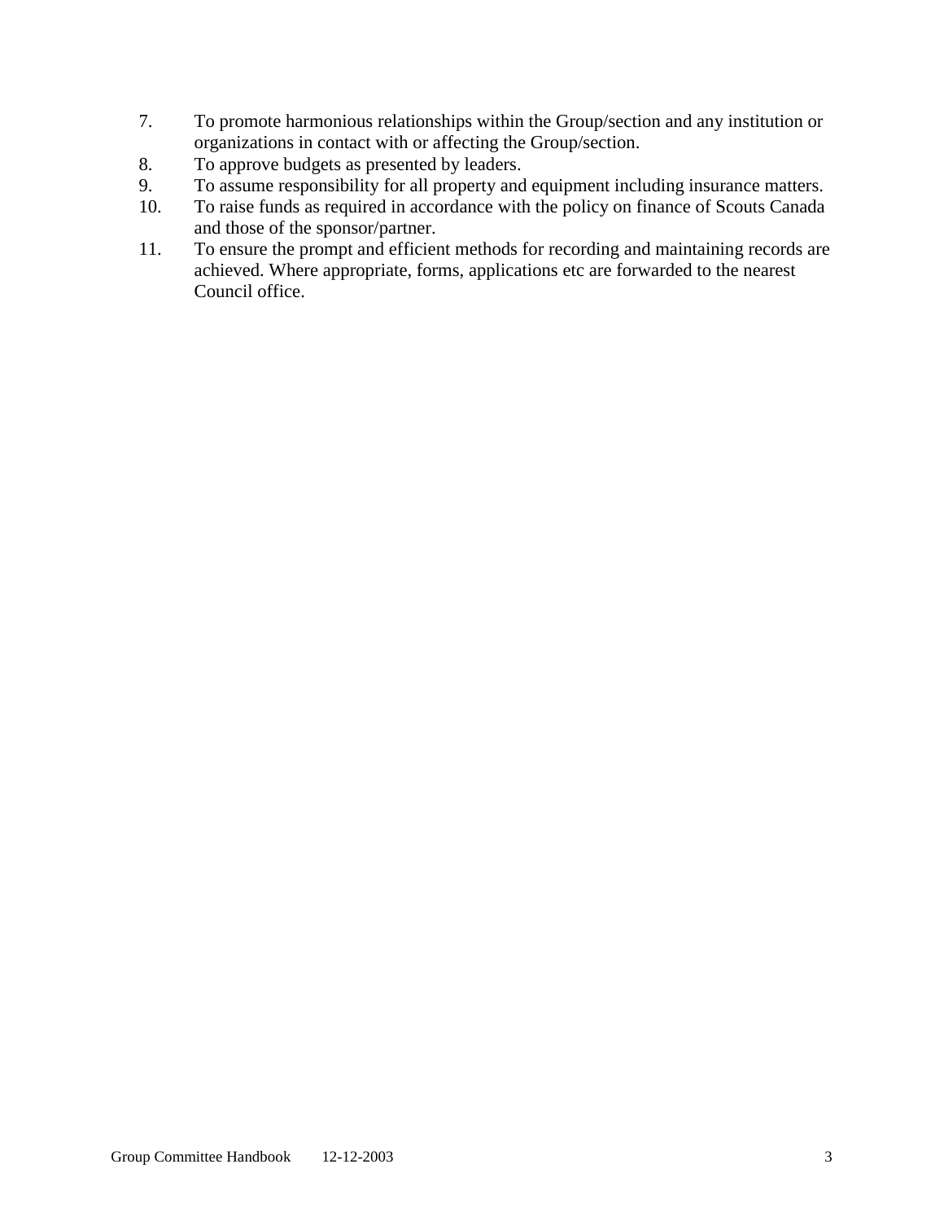7. To promote harmonious relationships within the Group/section and any institution or organizations in contact with or affecting the Group/section.
8. To approve budgets as presented by leaders.
9. To assume responsibility for all property and equipment including insurance matters.
10. To raise funds as required in accordance with the policy on finance of Scouts Canada and those of the sponsor/partner.
11. To ensure the prompt and efficient methods for recording and maintaining records are achieved. Where appropriate, forms, applications etc are forwarded to the nearest Council office.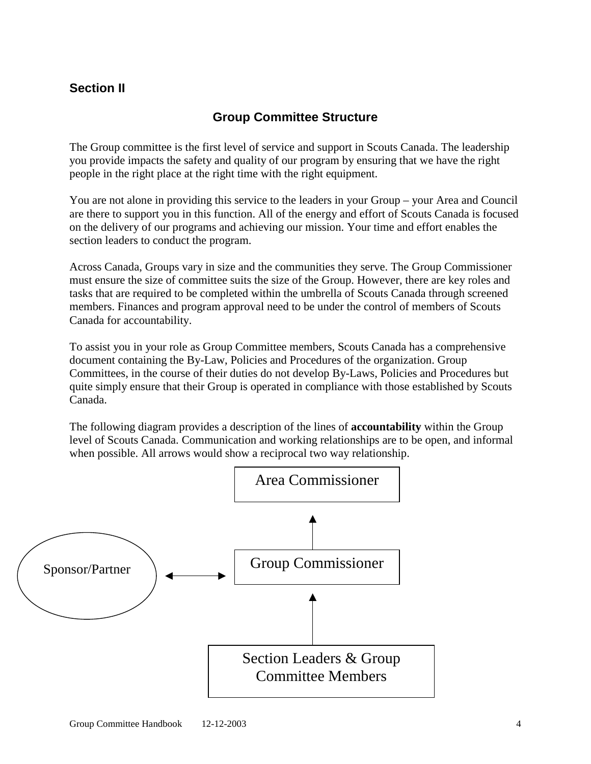## Section II

### Group Committee Structure

The Group committee is the first level of service and support in Scouts Canada. The leadership you provide impacts the safety and quality of our program by ensuring that we have the right people in the right place at the right time with the right equipment.

You are not alone in providing this service to the leaders in your Group – your Area and Council are there to support you in this function. All of the energy and effort of Scouts Canada is focused on the delivery of our programs and achieving our mission. Your time and effort enables the section leaders to conduct the program.

Across Canada, Groups vary in size and the communities they serve. The Group Commissioner must ensure the size of committee suits the size of the Group. However, there are key roles and tasks that are required to be completed within the umbrella of Scouts Canada through screened members. Finances and program approval need to be under the control of members of Scouts Canada for accountability.

To assist you in your role as Group Committee members, Scouts Canada has a comprehensive document containing the By-Law, Policies and Procedures of the organization. Group Committees, in the course of their duties do not develop By-Laws, Policies and Procedures but quite simply ensure that their Group is operated in compliance with those established by Scouts Canada.

The following diagram provides a description of the lines of **accountability** within the Group level of Scouts Canada. Communication and working relationships are to be open, and informal when possible. All arrows would show a reciprocal two way relationship.

Area Commissioner

Sponsor/Partner

Group Commissioner

Section Leaders & Group Committee Members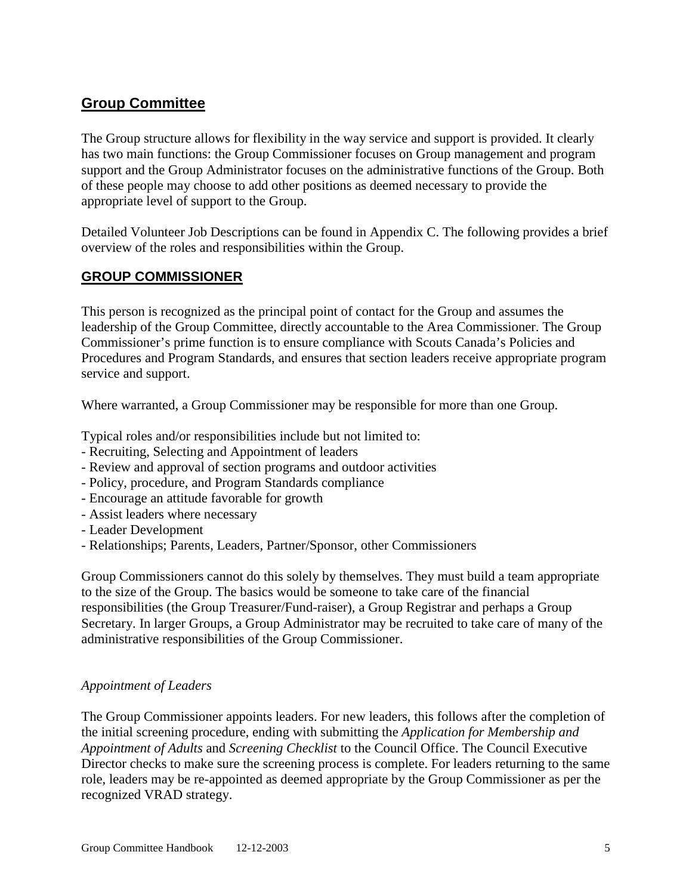## Group Committee

The Group structure allows for flexibility in the way service and support is provided. It clearly has two main functions: the Group Commissioner focuses on Group management and program support and the Group Administrator focuses on the administrative functions of the Group. Both of these people may choose to add other positions as deemed necessary to provide the appropriate level of support to the Group.

Detailed Volunteer Job Descriptions can be found in Appendix C. The following provides a brief overview of the roles and responsibilities within the Group.

### GROUP COMMISSIONER

This person is recognized as the principal point of contact for the Group and assumes the leadership of the Group Committee, directly accountable to the Area Commissioner. The Group Commissioner's prime function is to ensure compliance with Scouts Canada's Policies and Procedures and Program Standards, and ensures that section leaders receive appropriate program service and support.

Where warranted, a Group Commissioner may be responsible for more than one Group.

Typical roles and/or responsibilities include but not limited to:
- Recruiting, Selecting and Appointment of leaders
- Review and approval of section programs and outdoor activities
- Policy, procedure, and Program Standards compliance
- Encourage an attitude favorable for growth
- Assist leaders where necessary
- Leader Development
- Relationships; Parents, Leaders, Partner/Sponsor, other Commissioners

Group Commissioners cannot do this solely by themselves. They must build a team appropriate to the size of the Group. The basics would be someone to take care of the financial responsibilities (the Group Treasurer/Fund-raiser), a Group Registrar and perhaps a Group Secretary. In larger Groups, a Group Administrator may be recruited to take care of many of the administrative responsibilities of the Group Commissioner.

*Appointment of Leaders*

The Group Commissioner appoints leaders. For new leaders, this follows after the completion of the initial screening procedure, ending with submitting the *Application for Membership and Appointment of Adults* and *Screening Checklist* to the Council Office. The Council Executive Director checks to make sure the screening process is complete. For leaders returning to the same role, leaders may be re-appointed as deemed appropriate by the Group Commissioner as per the recognized VRAD strategy.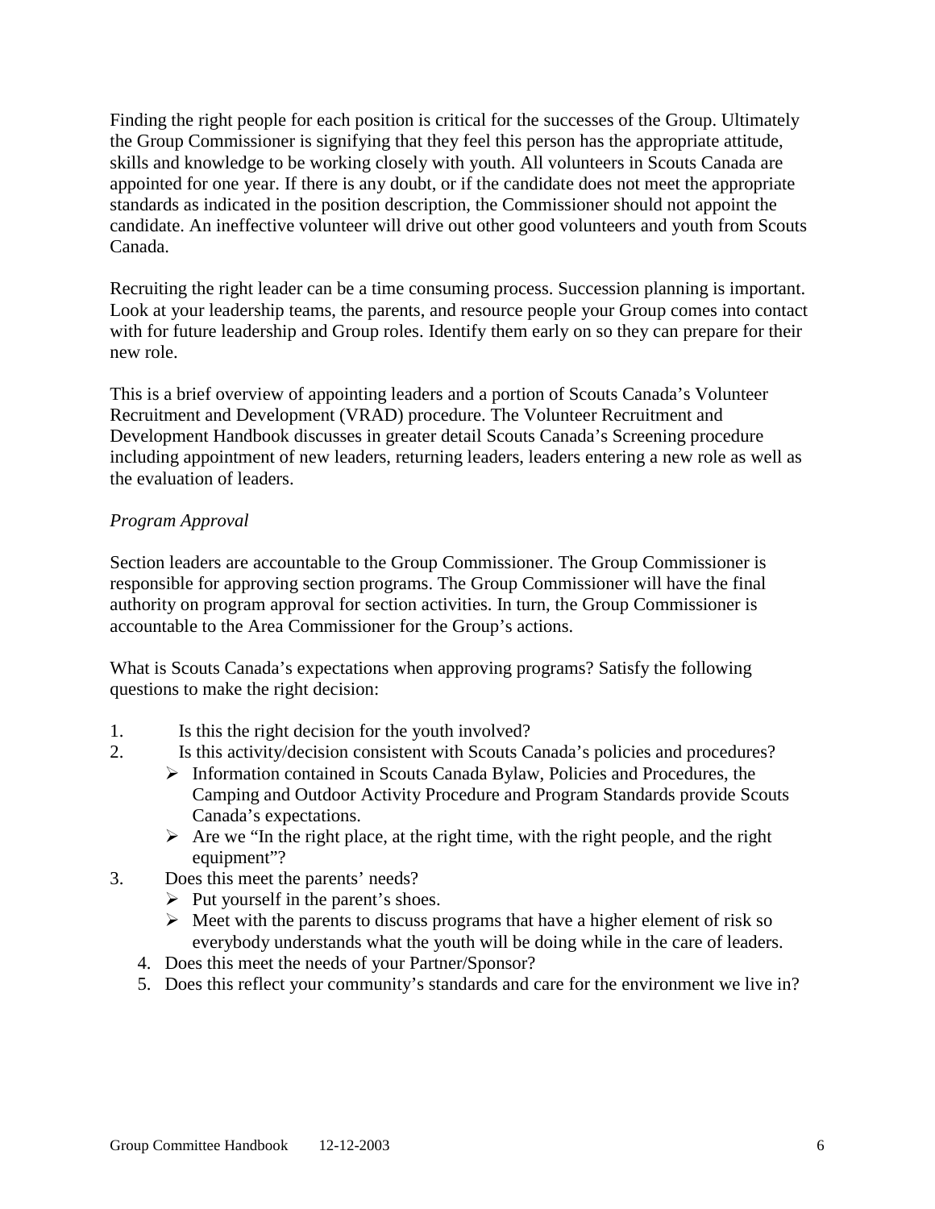Finding the right people for each position is critical for the successes of the Group. Ultimately the Group Commissioner is signifying that they feel this person has the appropriate attitude, skills and knowledge to be working closely with youth. All volunteers in Scouts Canada are appointed for one year. If there is any doubt, or if the candidate does not meet the appropriate standards as indicated in the position description, the Commissioner should not appoint the candidate. An ineffective volunteer will drive out other good volunteers and youth from Scouts Canada.

Recruiting the right leader can be a time consuming process. Succession planning is important. Look at your leadership teams, the parents, and resource people your Group comes into contact with for future leadership and Group roles. Identify them early on so they can prepare for their new role.

This is a brief overview of appointing leaders and a portion of Scouts Canada's Volunteer Recruitment and Development (VRAD) procedure. The Volunteer Recruitment and Development Handbook discusses in greater detail Scouts Canada's Screening procedure including appointment of new leaders, returning leaders, leaders entering a new role as well as the evaluation of leaders.

*Program Approval*

Section leaders are accountable to the Group Commissioner. The Group Commissioner is responsible for approving section programs. The Group Commissioner will have the final authority on program approval for section activities. In turn, the Group Commissioner is accountable to the Area Commissioner for the Group's actions.

What is Scouts Canada's expectations when approving programs? Satisfy the following questions to make the right decision:

1. Is this the right decision for the youth involved?
2. Is this activity/decision consistent with Scouts Canada's policies and procedures?
   - Information contained in Scouts Canada Bylaw, Policies and Procedures, the Camping and Outdoor Activity Procedure and Program Standards provide Scouts Canada's expectations.
   - Are we "In the right place, at the right time, with the right people, and the right equipment"?
3. Does this meet the parents' needs?
   - Put yourself in the parent's shoes.
   - Meet with the parents to discuss programs that have a higher element of risk so everybody understands what the youth will be doing while in the care of leaders.
4. Does this meet the needs of your Partner/Sponsor?
5. Does this reflect your community's standards and care for the environment we live in?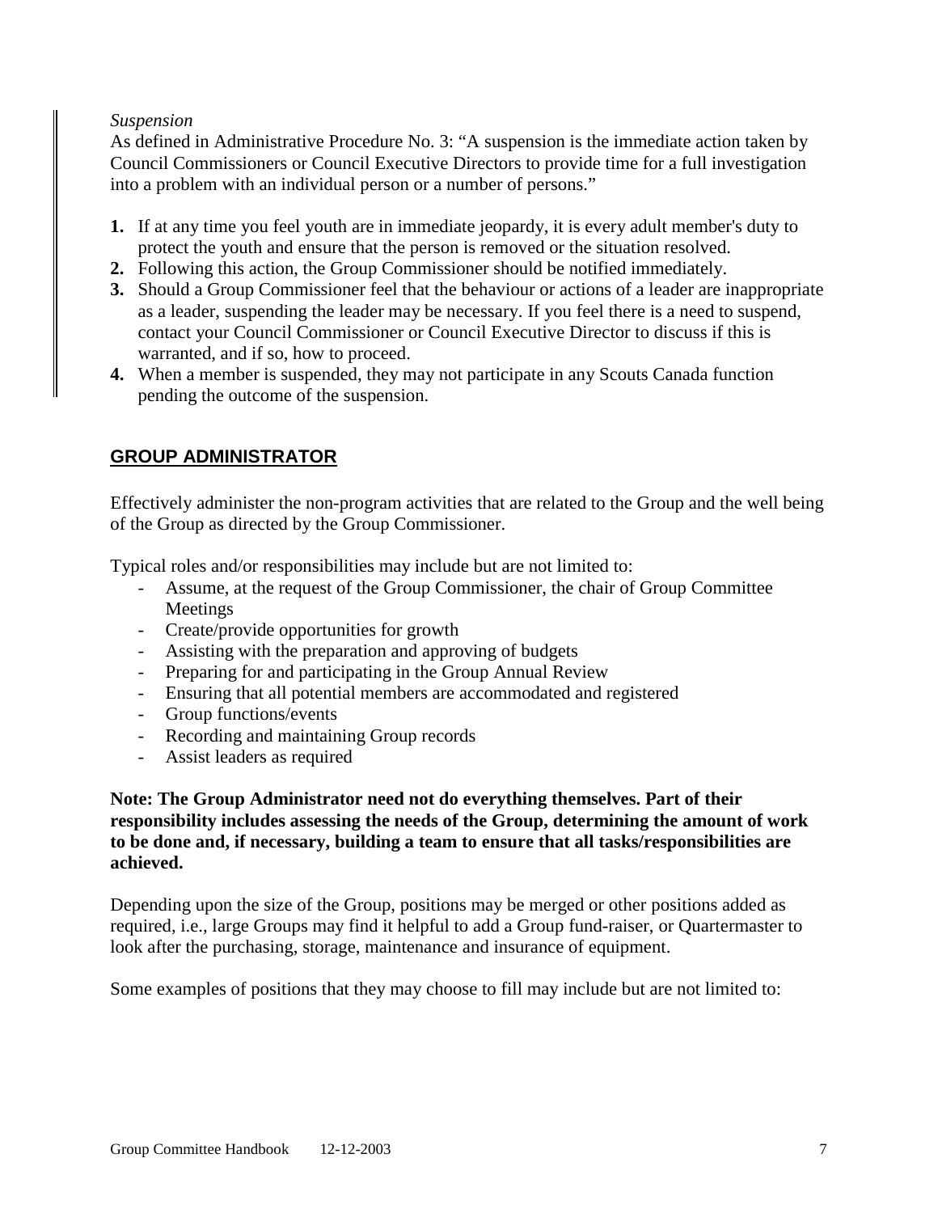*Suspension*

As defined in Administrative Procedure No. 3: "A suspension is the immediate action taken by Council Commissioners or Council Executive Directors to provide time for a full investigation into a problem with an individual person or a number of persons."

1. If at any time you feel youth are in immediate jeopardy, it is every adult member's duty to protect the youth and ensure that the person is removed or the situation resolved.
2. Following this action, the Group Commissioner should be notified immediately.
3. Should a Group Commissioner feel that the behaviour or actions of a leader are inappropriate as a leader, suspending the leader may be necessary. If you feel there is a need to suspend, contact your Council Commissioner or Council Executive Director to discuss if this is warranted, and if so, how to proceed.
4. When a member is suspended, they may not participate in any Scouts Canada function pending the outcome of the suspension.

## GROUP ADMINISTRATOR

Effectively administer the non-program activities that are related to the Group and the well being of the Group as directed by the Group Commissioner.

Typical roles and/or responsibilities may include but are not limited to:

- Assume, at the request of the Group Commissioner, the chair of Group Committee Meetings
- Create/provide opportunities for growth
- Assisting with the preparation and approving of budgets
- Preparing for and participating in the Group Annual Review
- Ensuring that all potential members are accommodated and registered
- Group functions/events
- Recording and maintaining Group records
- Assist leaders as required

**Note: The Group Administrator need not do everything themselves. Part of their responsibility includes assessing the needs of the Group, determining the amount of work to be done and, if necessary, building a team to ensure that all tasks/responsibilities are achieved.**

Depending upon the size of the Group, positions may be merged or other positions added as required, i.e., large Groups may find it helpful to add a Group fund-raiser, or Quartermaster to look after the purchasing, storage, maintenance and insurance of equipment.

Some examples of positions that they may choose to fill may include but are not limited to: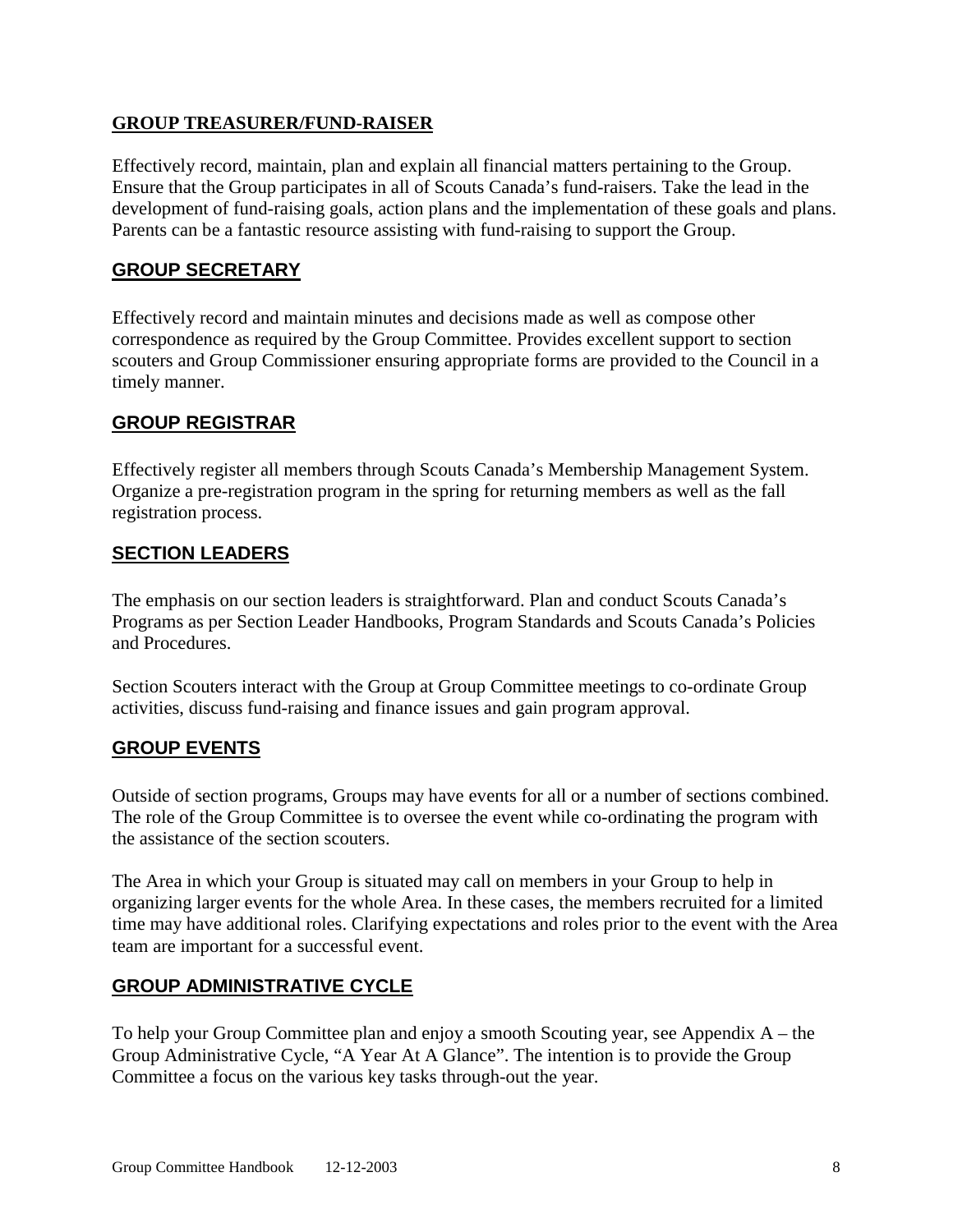## GROUP TREASURER/FUND-RAISER

Effectively record, maintain, plan and explain all financial matters pertaining to the Group. Ensure that the Group participates in all of Scouts Canada's fund-raisers. Take the lead in the development of fund-raising goals, action plans and the implementation of these goals and plans. Parents can be a fantastic resource assisting with fund-raising to support the Group.

## GROUP SECRETARY

Effectively record and maintain minutes and decisions made as well as compose other correspondence as required by the Group Committee. Provides excellent support to section scouters and Group Commissioner ensuring appropriate forms are provided to the Council in a timely manner.

## GROUP REGISTRAR

Effectively register all members through Scouts Canada's Membership Management System. Organize a pre-registration program in the spring for returning members as well as the fall registration process.

## SECTION LEADERS

The emphasis on our section leaders is straightforward. Plan and conduct Scouts Canada's Programs as per Section Leader Handbooks, Program Standards and Scouts Canada's Policies and Procedures.

Section Scouters interact with the Group at Group Committee meetings to co-ordinate Group activities, discuss fund-raising and finance issues and gain program approval.

## GROUP EVENTS

Outside of section programs, Groups may have events for all or a number of sections combined. The role of the Group Committee is to oversee the event while co-ordinating the program with the assistance of the section scouters.

The Area in which your Group is situated may call on members in your Group to help in organizing larger events for the whole Area. In these cases, the members recruited for a limited time may have additional roles. Clarifying expectations and roles prior to the event with the Area team are important for a successful event.

## GROUP ADMINISTRATIVE CYCLE

To help your Group Committee plan and enjoy a smooth Scouting year, see Appendix A – the Group Administrative Cycle, "A Year At A Glance". The intention is to provide the Group Committee a focus on the various key tasks through-out the year.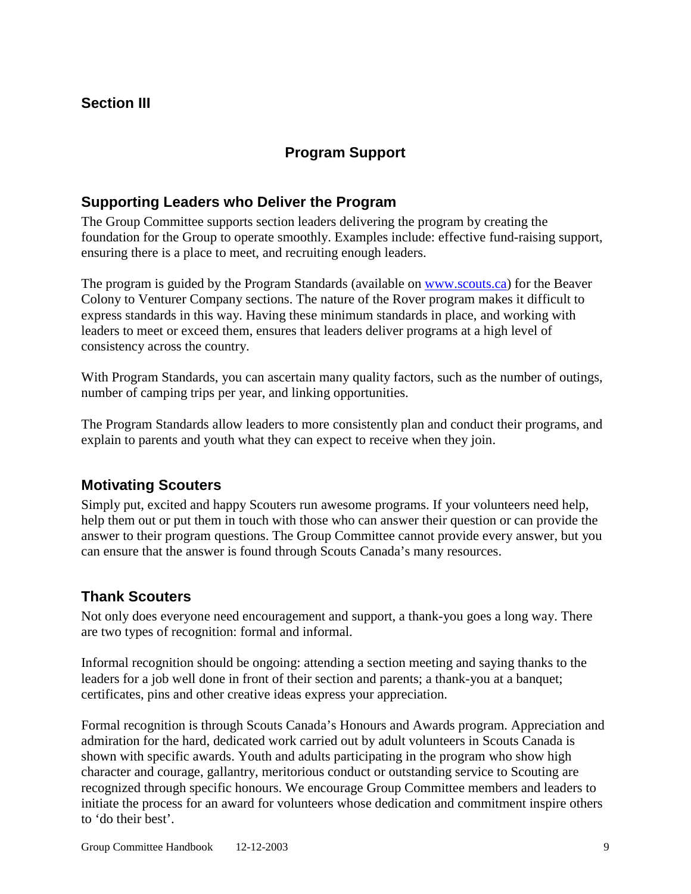## Section III

# Program Support

### Supporting Leaders who Deliver the Program

The Group Committee supports section leaders delivering the program by creating the foundation for the Group to operate smoothly. Examples include: effective fund-raising support, ensuring there is a place to meet, and recruiting enough leaders.

The program is guided by the Program Standards (available on www.scouts.ca) for the Beaver Colony to Venturer Company sections. The nature of the Rover program makes it difficult to express standards in this way. Having these minimum standards in place, and working with leaders to meet or exceed them, ensures that leaders deliver programs at a high level of consistency across the country.

With Program Standards, you can ascertain many quality factors, such as the number of outings, number of camping trips per year, and linking opportunities.

The Program Standards allow leaders to more consistently plan and conduct their programs, and explain to parents and youth what they can expect to receive when they join.

### Motivating Scouters

Simply put, excited and happy Scouters run awesome programs. If your volunteers need help, help them out or put them in touch with those who can answer their question or can provide the answer to their program questions. The Group Committee cannot provide every answer, but you can ensure that the answer is found through Scouts Canada's many resources.

### Thank Scouters

Not only does everyone need encouragement and support, a thank-you goes a long way. There are two types of recognition: formal and informal.

Informal recognition should be ongoing: attending a section meeting and saying thanks to the leaders for a job well done in front of their section and parents; a thank-you at a banquet; certificates, pins and other creative ideas express your appreciation.

Formal recognition is through Scouts Canada's Honours and Awards program. Appreciation and admiration for the hard, dedicated work carried out by adult volunteers in Scouts Canada is shown with specific awards. Youth and adults participating in the program who show high character and courage, gallantry, meritorious conduct or outstanding service to Scouting are recognized through specific honours. We encourage Group Committee members and leaders to initiate the process for an award for volunteers whose dedication and commitment inspire others to 'do their best'.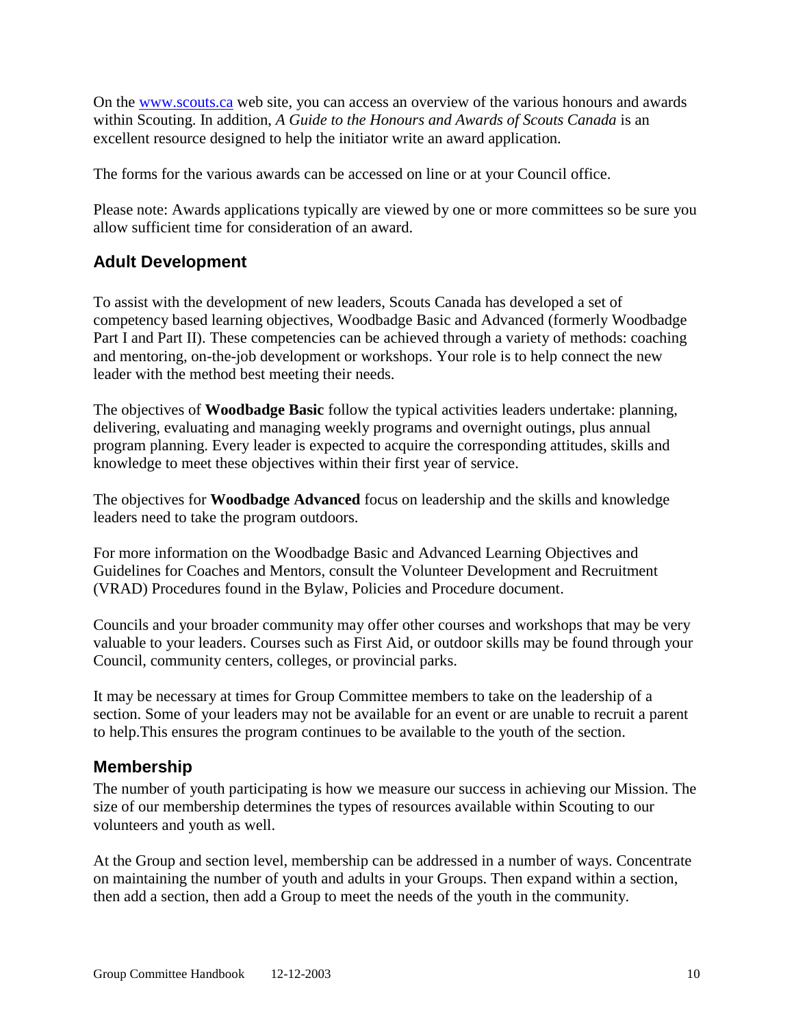On the www.scouts.ca web site, you can access an overview of the various honours and awards within Scouting. In addition, *A Guide to the Honours and Awards of Scouts Canada* is an excellent resource designed to help the initiator write an award application.

The forms for the various awards can be accessed on line or at your Council office.

Please note: Awards applications typically are viewed by one or more committees so be sure you allow sufficient time for consideration of an award.

## Adult Development

To assist with the development of new leaders, Scouts Canada has developed a set of competency based learning objectives, Woodbadge Basic and Advanced (formerly Woodbadge Part I and Part II). These competencies can be achieved through a variety of methods: coaching and mentoring, on-the-job development or workshops. Your role is to help connect the new leader with the method best meeting their needs.

The objectives of **Woodbadge Basic** follow the typical activities leaders undertake: planning, delivering, evaluating and managing weekly programs and overnight outings, plus annual program planning. Every leader is expected to acquire the corresponding attitudes, skills and knowledge to meet these objectives within their first year of service.

The objectives for **Woodbadge Advanced** focus on leadership and the skills and knowledge leaders need to take the program outdoors.

For more information on the Woodbadge Basic and Advanced Learning Objectives and Guidelines for Coaches and Mentors, consult the Volunteer Development and Recruitment (VRAD) Procedures found in the Bylaw, Policies and Procedure document.

Councils and your broader community may offer other courses and workshops that may be very valuable to your leaders. Courses such as First Aid, or outdoor skills may be found through your Council, community centers, colleges, or provincial parks.

It may be necessary at times for Group Committee members to take on the leadership of a section. Some of your leaders may not be available for an event or are unable to recruit a parent to help.This ensures the program continues to be available to the youth of the section.

## Membership

The number of youth participating is how we measure our success in achieving our Mission. The size of our membership determines the types of resources available within Scouting to our volunteers and youth as well.

At the Group and section level, membership can be addressed in a number of ways. Concentrate on maintaining the number of youth and adults in your Groups. Then expand within a section, then add a section, then add a Group to meet the needs of the youth in the community.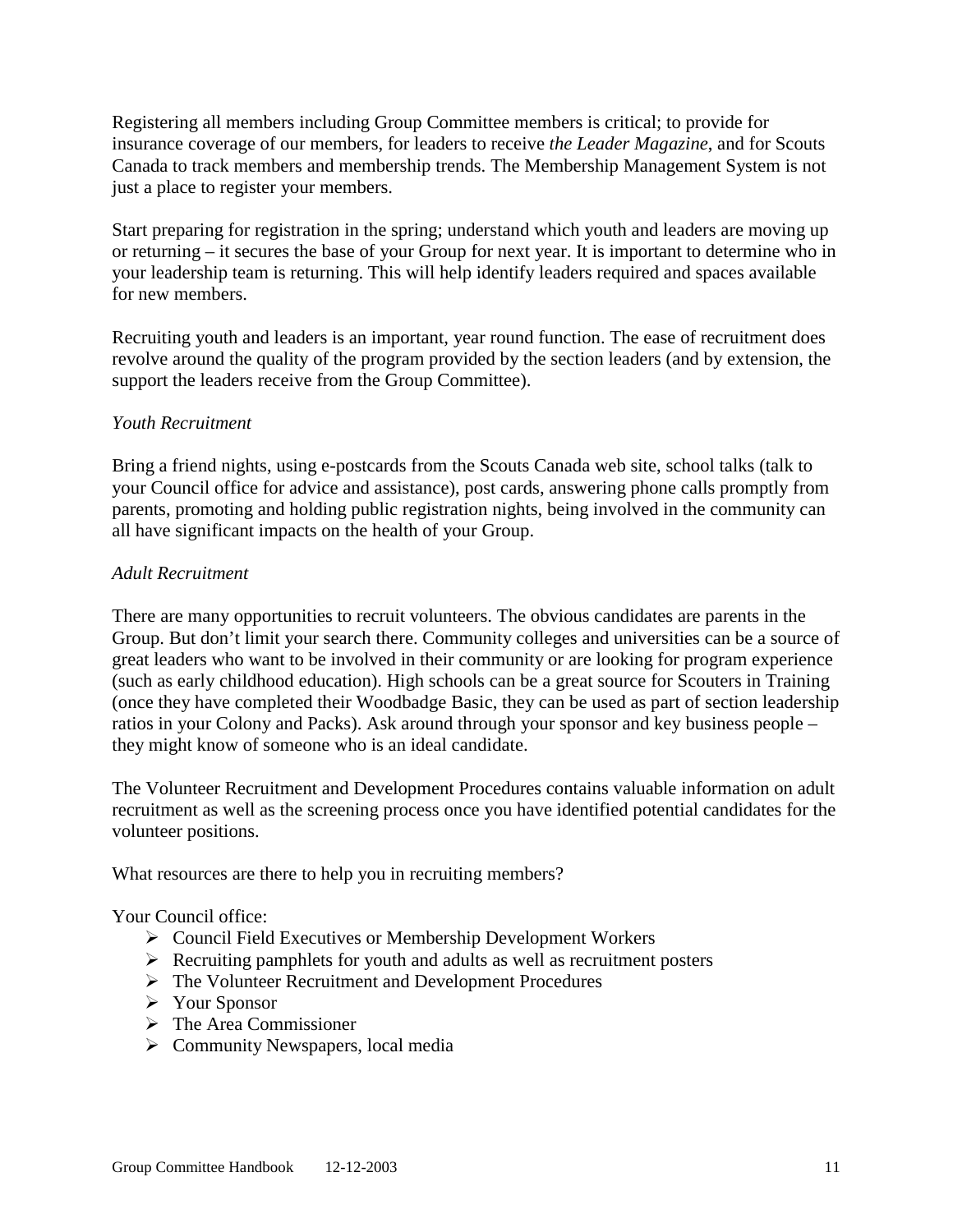Registering all members including Group Committee members is critical; to provide for insurance coverage of our members, for leaders to receive *the Leader Magazine*, and for Scouts Canada to track members and membership trends. The Membership Management System is not just a place to register your members.

Start preparing for registration in the spring; understand which youth and leaders are moving up or returning – it secures the base of your Group for next year. It is important to determine who in your leadership team is returning. This will help identify leaders required and spaces available for new members.

Recruiting youth and leaders is an important, year round function. The ease of recruitment does revolve around the quality of the program provided by the section leaders (and by extension, the support the leaders receive from the Group Committee).

*Youth Recruitment*

Bring a friend nights, using e-postcards from the Scouts Canada web site, school talks (talk to your Council office for advice and assistance), post cards, answering phone calls promptly from parents, promoting and holding public registration nights, being involved in the community can all have significant impacts on the health of your Group.

*Adult Recruitment*

There are many opportunities to recruit volunteers. The obvious candidates are parents in the Group. But don't limit your search there. Community colleges and universities can be a source of great leaders who want to be involved in their community or are looking for program experience (such as early childhood education). High schools can be a great source for Scouters in Training (once they have completed their Woodbadge Basic, they can be used as part of section leadership ratios in your Colony and Packs). Ask around through your sponsor and key business people – they might know of someone who is an ideal candidate.

The Volunteer Recruitment and Development Procedures contains valuable information on adult recruitment as well as the screening process once you have identified potential candidates for the volunteer positions.

What resources are there to help you in recruiting members?

Your Council office:

- Council Field Executives or Membership Development Workers
- Recruiting pamphlets for youth and adults as well as recruitment posters
- The Volunteer Recruitment and Development Procedures
- Your Sponsor
- The Area Commissioner
- Community Newspapers, local media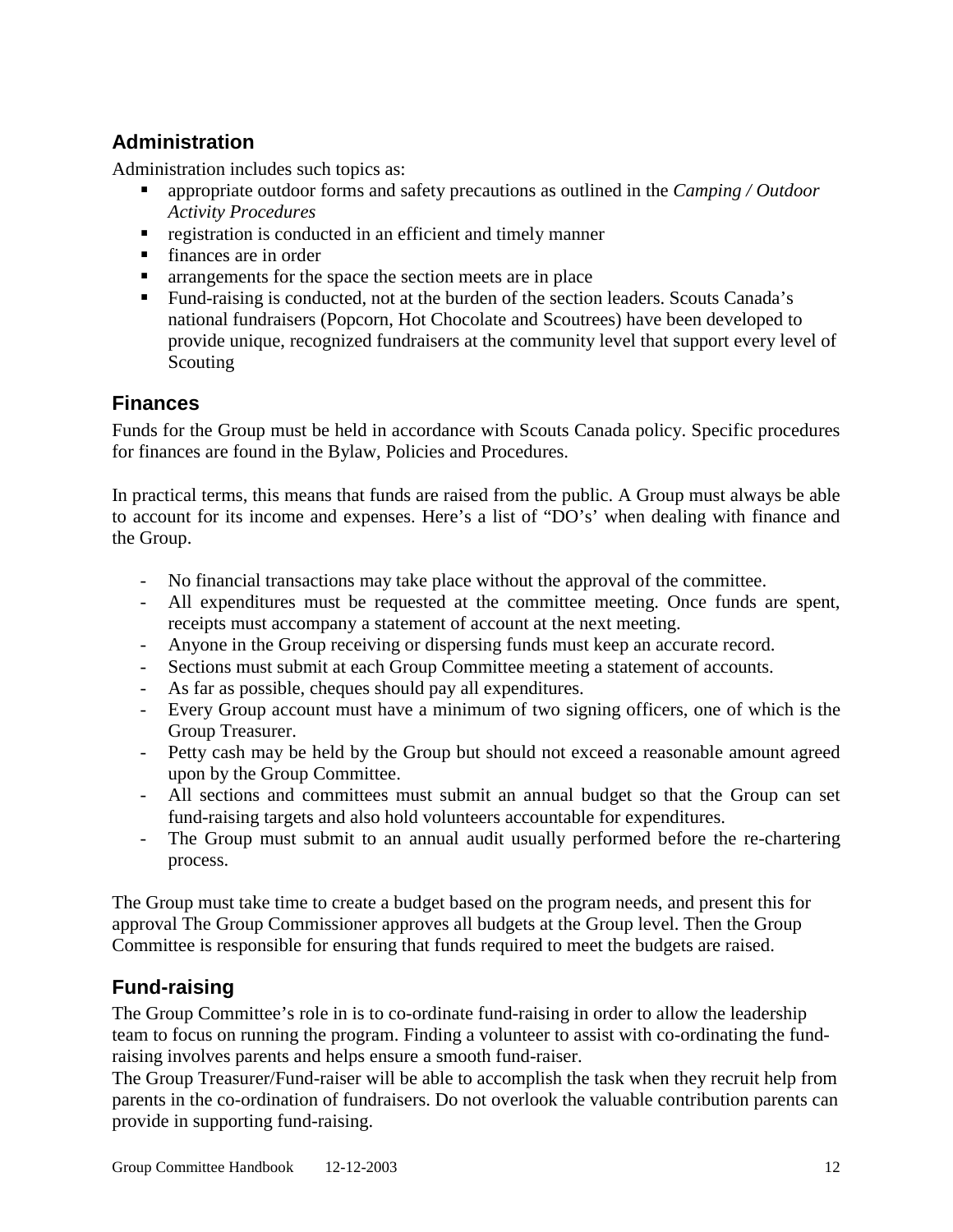## Administration

Administration includes such topics as:

- appropriate outdoor forms and safety precautions as outlined in the *Camping / Outdoor Activity Procedures*
- registration is conducted in an efficient and timely manner
- finances are in order
- arrangements for the space the section meets are in place
- Fund-raising is conducted, not at the burden of the section leaders. Scouts Canada's national fundraisers (Popcorn, Hot Chocolate and Scoutrees) have been developed to provide unique, recognized fundraisers at the community level that support every level of Scouting

## Finances

Funds for the Group must be held in accordance with Scouts Canada policy. Specific procedures for finances are found in the Bylaw, Policies and Procedures.

In practical terms, this means that funds are raised from the public. A Group must always be able to account for its income and expenses. Here's a list of "DO's' when dealing with finance and the Group.

- No financial transactions may take place without the approval of the committee.
- All expenditures must be requested at the committee meeting. Once funds are spent, receipts must accompany a statement of account at the next meeting.
- Anyone in the Group receiving or dispersing funds must keep an accurate record.
- Sections must submit at each Group Committee meeting a statement of accounts.
- As far as possible, cheques should pay all expenditures.
- Every Group account must have a minimum of two signing officers, one of which is the Group Treasurer.
- Petty cash may be held by the Group but should not exceed a reasonable amount agreed upon by the Group Committee.
- All sections and committees must submit an annual budget so that the Group can set fund-raising targets and also hold volunteers accountable for expenditures.
- The Group must submit to an annual audit usually performed before the re-chartering process.

The Group must take time to create a budget based on the program needs, and present this for approval The Group Commissioner approves all budgets at the Group level. Then the Group Committee is responsible for ensuring that funds required to meet the budgets are raised.

## Fund-raising

The Group Committee's role in is to co-ordinate fund-raising in order to allow the leadership team to focus on running the program. Finding a volunteer to assist with co-ordinating the fund-raising involves parents and helps ensure a smooth fund-raiser.

The Group Treasurer/Fund-raiser will be able to accomplish the task when they recruit help from parents in the co-ordination of fundraisers. Do not overlook the valuable contribution parents can provide in supporting fund-raising.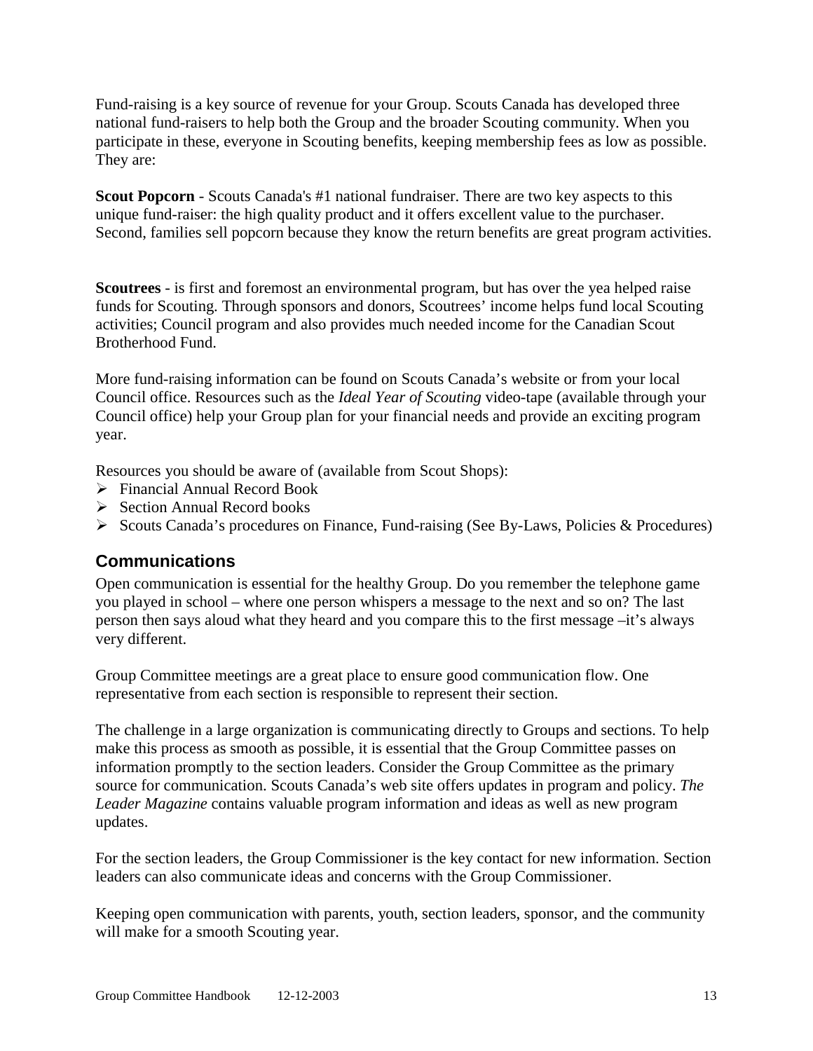Fund-raising is a key source of revenue for your Group. Scouts Canada has developed three national fund-raisers to help both the Group and the broader Scouting community. When you participate in these, everyone in Scouting benefits, keeping membership fees as low as possible. They are:

**Scout Popcorn** - Scouts Canada's #1 national fundraiser. There are two key aspects to this unique fund-raiser: the high quality product and it offers excellent value to the purchaser. Second, families sell popcorn because they know the return benefits are great program activities.

**Scoutrees** - is first and foremost an environmental program, but has over the yea helped raise funds for Scouting. Through sponsors and donors, Scoutrees' income helps fund local Scouting activities; Council program and also provides much needed income for the Canadian Scout Brotherhood Fund.

More fund-raising information can be found on Scouts Canada's website or from your local Council office. Resources such as the *Ideal Year of Scouting* video-tape (available through your Council office) help your Group plan for your financial needs and provide an exciting program year.

Resources you should be aware of (available from Scout Shops):

- Financial Annual Record Book
- Section Annual Record books
- Scouts Canada's procedures on Finance, Fund-raising (See By-Laws, Policies & Procedures)

## Communications

Open communication is essential for the healthy Group. Do you remember the telephone game you played in school – where one person whispers a message to the next and so on? The last person then says aloud what they heard and you compare this to the first message –it's always very different.

Group Committee meetings are a great place to ensure good communication flow. One representative from each section is responsible to represent their section.

The challenge in a large organization is communicating directly to Groups and sections. To help make this process as smooth as possible, it is essential that the Group Committee passes on information promptly to the section leaders. Consider the Group Committee as the primary source for communication. Scouts Canada's web site offers updates in program and policy. *The Leader Magazine* contains valuable program information and ideas as well as new program updates.

For the section leaders, the Group Commissioner is the key contact for new information. Section leaders can also communicate ideas and concerns with the Group Commissioner.

Keeping open communication with parents, youth, section leaders, sponsor, and the community will make for a smooth Scouting year.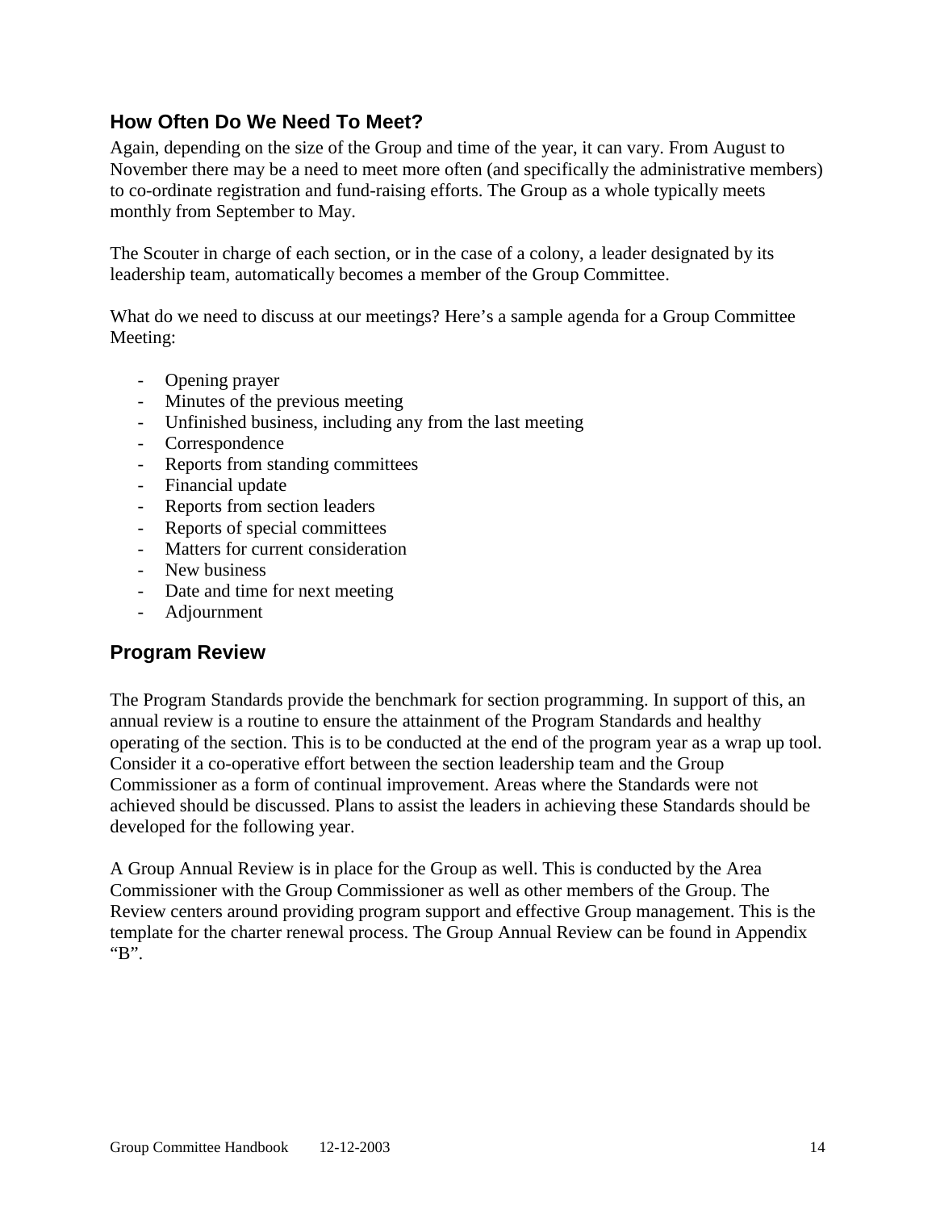## How Often Do We Need To Meet?

Again, depending on the size of the Group and time of the year, it can vary. From August to November there may be a need to meet more often (and specifically the administrative members) to co-ordinate registration and fund-raising efforts. The Group as a whole typically meets monthly from September to May.

The Scouter in charge of each section, or in the case of a colony, a leader designated by its leadership team, automatically becomes a member of the Group Committee.

What do we need to discuss at our meetings? Here's a sample agenda for a Group Committee Meeting:

- Opening prayer
- Minutes of the previous meeting
- Unfinished business, including any from the last meeting
- Correspondence
- Reports from standing committees
- Financial update
- Reports from section leaders
- Reports of special committees
- Matters for current consideration
- New business
- Date and time for next meeting
- Adjournment

## Program Review

The Program Standards provide the benchmark for section programming. In support of this, an annual review is a routine to ensure the attainment of the Program Standards and healthy operating of the section. This is to be conducted at the end of the program year as a wrap up tool. Consider it a co-operative effort between the section leadership team and the Group Commissioner as a form of continual improvement. Areas where the Standards were not achieved should be discussed. Plans to assist the leaders in achieving these Standards should be developed for the following year.

A Group Annual Review is in place for the Group as well. This is conducted by the Area Commissioner with the Group Commissioner as well as other members of the Group. The Review centers around providing program support and effective Group management. This is the template for the charter renewal process. The Group Annual Review can be found in Appendix "B".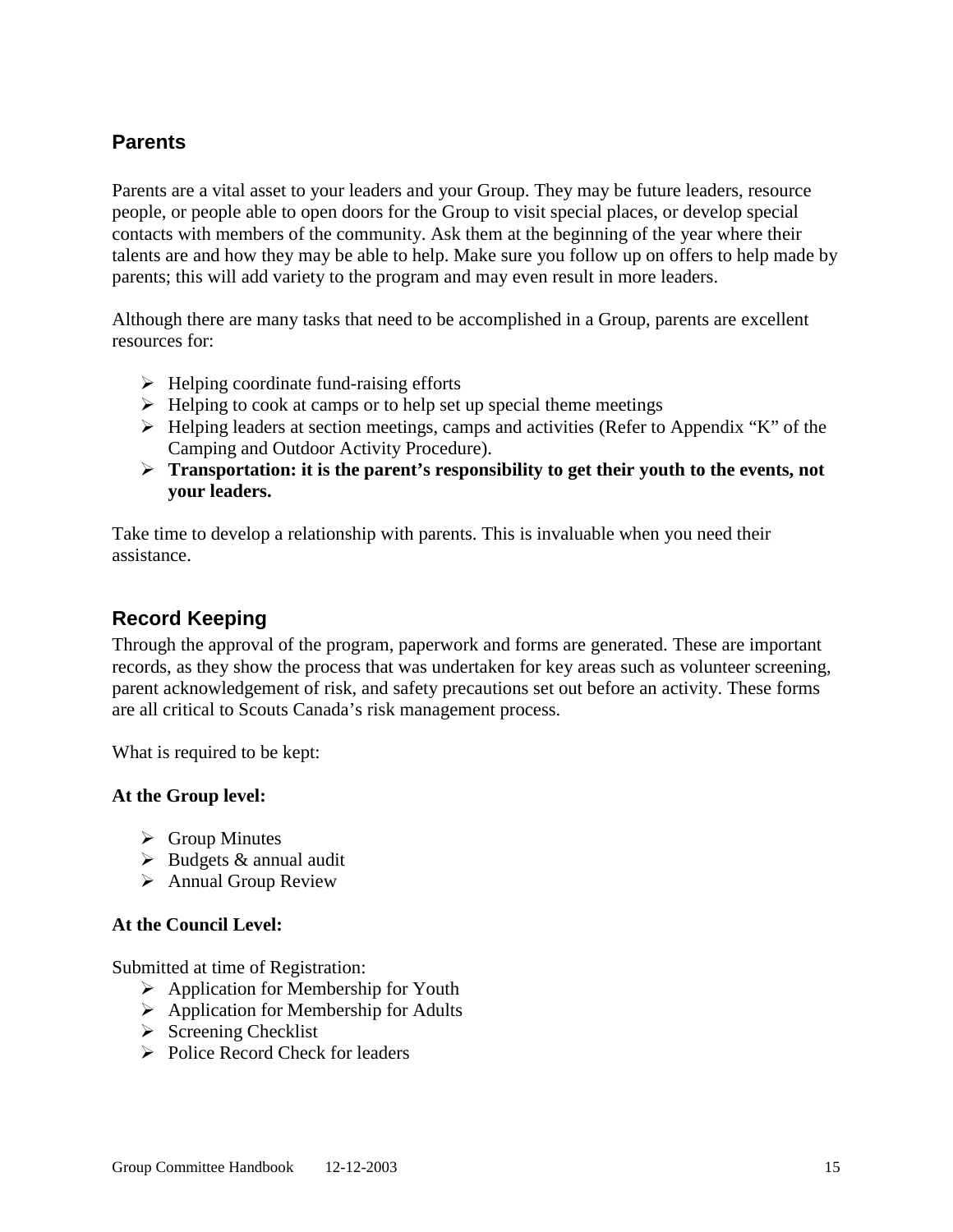## Parents

Parents are a vital asset to your leaders and your Group. They may be future leaders, resource people, or people able to open doors for the Group to visit special places, or develop special contacts with members of the community. Ask them at the beginning of the year where their talents are and how they may be able to help. Make sure you follow up on offers to help made by parents; this will add variety to the program and may even result in more leaders.

Although there are many tasks that need to be accomplished in a Group, parents are excellent resources for:

- Helping coordinate fund-raising efforts
- Helping to cook at camps or to help set up special theme meetings
- Helping leaders at section meetings, camps and activities (Refer to Appendix "K" of the Camping and Outdoor Activity Procedure).
- **Transportation: it is the parent's responsibility to get their youth to the events, not your leaders.**

Take time to develop a relationship with parents. This is invaluable when you need their assistance.

## Record Keeping

Through the approval of the program, paperwork and forms are generated. These are important records, as they show the process that was undertaken for key areas such as volunteer screening, parent acknowledgement of risk, and safety precautions set out before an activity. These forms are all critical to Scouts Canada's risk management process.

What is required to be kept:

**At the Group level:**

- Group Minutes
- Budgets & annual audit
- Annual Group Review

**At the Council Level:**

Submitted at time of Registration:

- Application for Membership for Youth
- Application for Membership for Adults
- Screening Checklist
- Police Record Check for leaders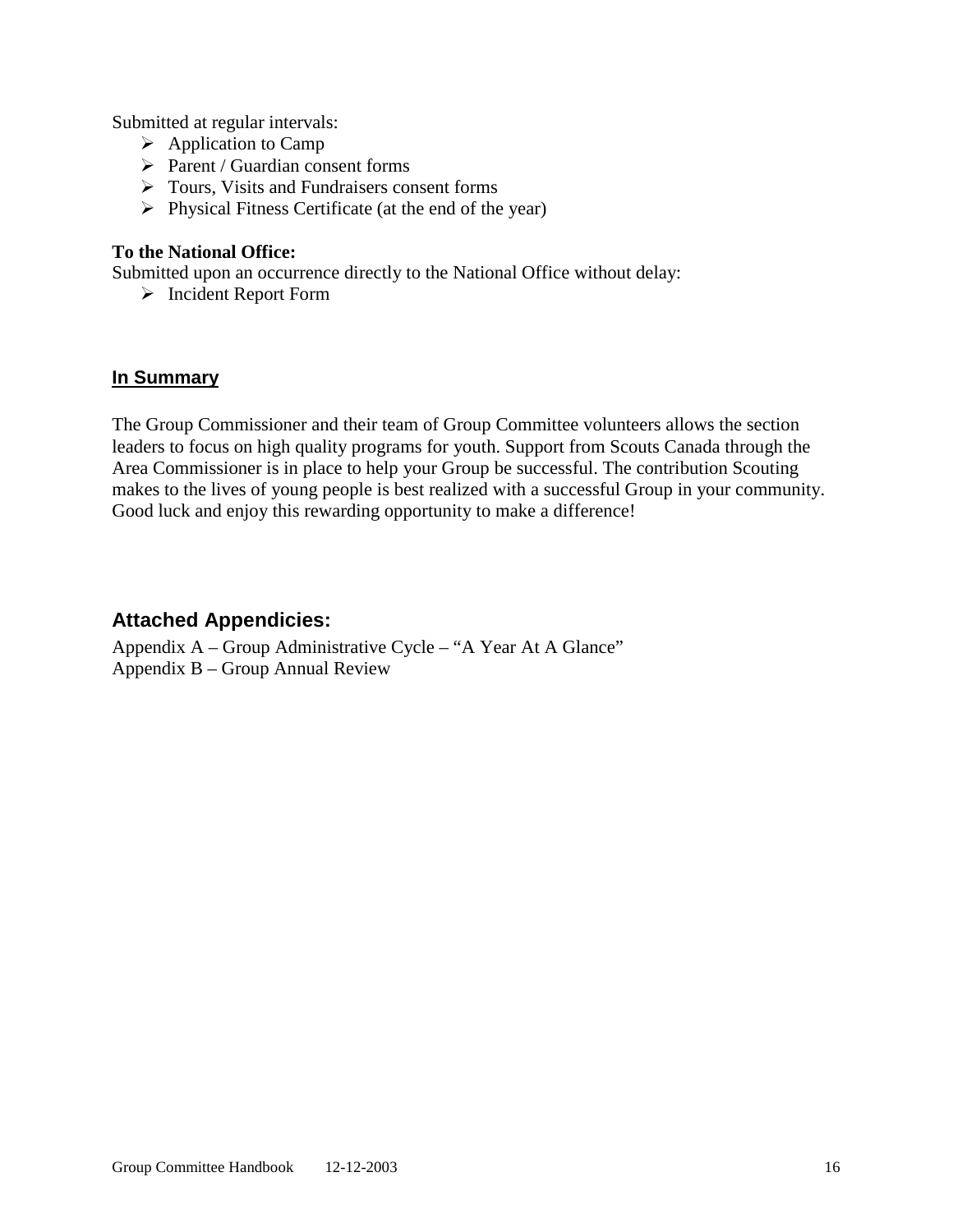Submitted at regular intervals:

- Application to Camp
- Parent / Guardian consent forms
- Tours, Visits and Fundraisers consent forms
- Physical Fitness Certificate (at the end of the year)

**To the National Office:**

Submitted upon an occurrence directly to the National Office without delay:

- Incident Report Form

## In Summary

The Group Commissioner and their team of Group Committee volunteers allows the section leaders to focus on high quality programs for youth. Support from Scouts Canada through the Area Commissioner is in place to help your Group be successful. The contribution Scouting makes to the lives of young people is best realized with a successful Group in your community. Good luck and enjoy this rewarding opportunity to make a difference!

## Attached Appendicies:

Appendix A – Group Administrative Cycle – “A Year At A Glance”
Appendix B – Group Annual Review